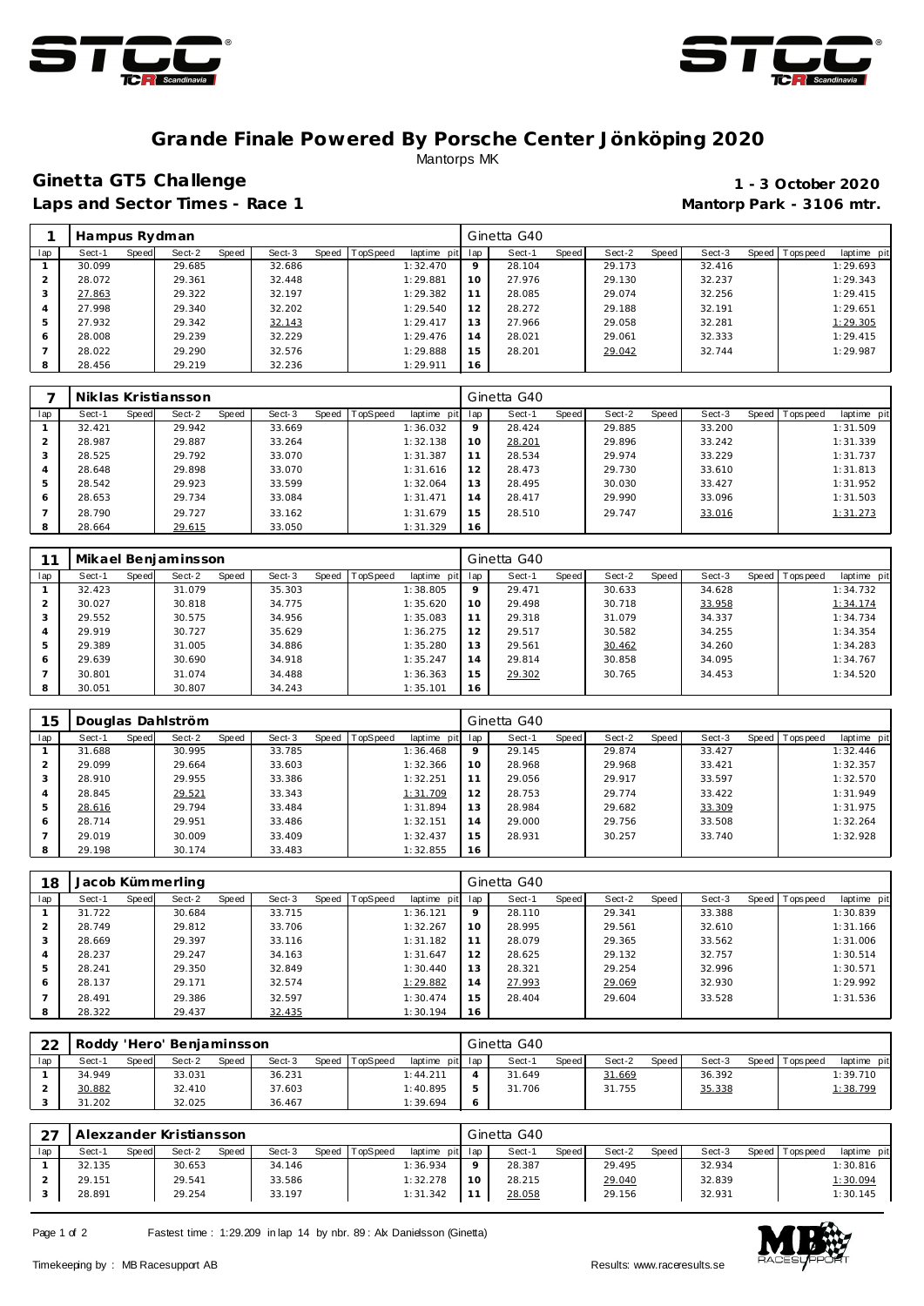# Grande Finale Powered By Porsche Center Jönköping 2020

Mantorps MK

## Ginetta GT5 Challenge

**1 - 3 October 2020**

### Laps and Sector Times - Race 1

**Mantorp Park - 3106 mtr.**

| 1 | Hampus Rydman | | | | | | | | Ginetta G40 | | | | | | | |
|---|---|---|---|---|---|---|---|---|---|---|---|---|---|---|---|---|
| lap | Sect-1 | Speed | Sect-2 | Speed | Sect-3 | Speed | TopSpeed | laptime pit | lap | Sect-1 | Speed | Sect-2 | Speed | Sect-3 | Speed | Topspeed laptime pit |
| 1 | 30.099 | | 29.685 | | 32.686 | | | 1:32.470 | 9 | 28.104 | | 29.173 | | 32.416 | | 1:29.693 |
| 2 | 28.072 | | 29.361 | | 32.448 | | | 1:29.881 | 10 | 27.976 | | 29.130 | | 32.237 | | 1:29.343 |
| 3 | 27.863 | | 29.322 | | 32.197 | | | 1:29.382 | 11 | 28.085 | | 29.074 | | 32.256 | | 1:29.415 |
| 4 | 27.998 | | 29.340 | | 32.202 | | | 1:29.540 | 12 | 28.272 | | 29.188 | | 32.191 | | 1:29.651 |
| 5 | 27.932 | | 29.342 | | 32.143 | | | 1:29.417 | 13 | 27.966 | | 29.058 | | 32.281 | | 1:29.305 |
| 6 | 28.008 | | 29.239 | | 32.229 | | | 1:29.476 | 14 | 28.021 | | 29.061 | | 32.333 | | 1:29.415 |
| 7 | 28.022 | | 29.290 | | 32.576 | | | 1:29.888 | 15 | 28.201 | | 29.042 | | 32.744 | | 1:29.987 |
| 8 | 28.456 | | 29.219 | | 32.236 | | | 1:29.911 | 16 | | | | | | | |

| 7 | Niklas Kristiansson | | | | | | | | Ginetta G40 | | | | | | | |
|---|---|---|---|---|---|---|---|---|---|---|---|---|---|---|---|---|
| lap | Sect-1 | Speed | Sect-2 | Speed | Sect-3 | Speed | TopSpeed | laptime pit | lap | Sect-1 | Speed | Sect-2 | Speed | Sect-3 | Speed | Topspeed laptime pit |
| 1 | 32.421 | | 29.942 | | 33.669 | | | 1:36.032 | 9 | 28.424 | | 29.885 | | 33.200 | | 1:31.509 |
| 2 | 28.987 | | 29.887 | | 33.264 | | | 1:32.138 | 10 | 28.201 | | 29.896 | | 33.242 | | 1:31.339 |
| 3 | 28.525 | | 29.792 | | 33.070 | | | 1:31.387 | 11 | 28.534 | | 29.974 | | 33.229 | | 1:31.737 |
| 4 | 28.648 | | 29.898 | | 33.070 | | | 1:31.616 | 12 | 28.473 | | 29.730 | | 33.610 | | 1:31.813 |
| 5 | 28.542 | | 29.923 | | 33.599 | | | 1:32.064 | 13 | 28.495 | | 30.030 | | 33.427 | | 1:31.952 |
| 6 | 28.653 | | 29.734 | | 33.084 | | | 1:31.471 | 14 | 28.417 | | 29.990 | | 33.096 | | 1:31.503 |
| 7 | 28.790 | | 29.727 | | 33.162 | | | 1:31.679 | 15 | 28.510 | | 29.747 | | 33.016 | | 1:31.273 |
| 8 | 28.664 | | 29.615 | | 33.050 | | | 1:31.329 | 16 | | | | | | | |

| 11 | Mikael Benjaminsson | | | | | | | | Ginetta G40 | | | | | | | |
|---|---|---|---|---|---|---|---|---|---|---|---|---|---|---|---|---|
| lap | Sect-1 | Speed | Sect-2 | Speed | Sect-3 | Speed | TopSpeed | laptime pit | lap | Sect-1 | Speed | Sect-2 | Speed | Sect-3 | Speed | Topspeed laptime pit |
| 1 | 32.423 | | 31.079 | | 35.303 | | | 1:38.805 | 9 | 29.471 | | 30.633 | | 34.628 | | 1:34.732 |
| 2 | 30.027 | | 30.818 | | 34.775 | | | 1:35.620 | 10 | 29.498 | | 30.718 | | 33.958 | | 1:34.174 |
| 3 | 29.552 | | 30.575 | | 34.956 | | | 1:35.083 | 11 | 29.318 | | 31.079 | | 34.337 | | 1:34.734 |
| 4 | 29.919 | | 30.727 | | 35.629 | | | 1:36.275 | 12 | 29.517 | | 30.582 | | 34.255 | | 1:34.354 |
| 5 | 29.389 | | 31.005 | | 34.886 | | | 1:35.280 | 13 | 29.561 | | 30.462 | | 34.260 | | 1:34.283 |
| 6 | 29.639 | | 30.690 | | 34.918 | | | 1:35.247 | 14 | 29.814 | | 30.858 | | 34.095 | | 1:34.767 |
| 7 | 30.801 | | 31.074 | | 34.488 | | | 1:36.363 | 15 | 29.302 | | 30.765 | | 34.453 | | 1:34.520 |
| 8 | 30.051 | | 30.807 | | 34.243 | | | 1:35.101 | 16 | | | | | | | |

| 15 | Douglas Dahlström | | | | | | | | Ginetta G40 | | | | | | | |
|---|---|---|---|---|---|---|---|---|---|---|---|---|---|---|---|---|
| lap | Sect-1 | Speed | Sect-2 | Speed | Sect-3 | Speed | TopSpeed | laptime pit | lap | Sect-1 | Speed | Sect-2 | Speed | Sect-3 | Speed | Topspeed laptime pit |
| 1 | 31.688 | | 30.995 | | 33.785 | | | 1:36.468 | 9 | 29.145 | | 29.874 | | 33.427 | | 1:32.446 |
| 2 | 29.099 | | 29.664 | | 33.603 | | | 1:32.366 | 10 | 28.968 | | 29.968 | | 33.421 | | 1:32.357 |
| 3 | 28.910 | | 29.955 | | 33.386 | | | 1:32.251 | 11 | 29.056 | | 29.917 | | 33.597 | | 1:32.570 |
| 4 | 28.845 | | 29.521 | | 33.343 | | | 1:31.709 | 12 | 28.753 | | 29.774 | | 33.422 | | 1:31.949 |
| 5 | 28.616 | | 29.794 | | 33.484 | | | 1:31.894 | 13 | 28.984 | | 29.682 | | 33.309 | | 1:31.975 |
| 6 | 28.714 | | 29.951 | | 33.486 | | | 1:32.151 | 14 | 29.000 | | 29.756 | | 33.508 | | 1:32.264 |
| 7 | 29.019 | | 30.009 | | 33.409 | | | 1:32.437 | 15 | 28.931 | | 30.257 | | 33.740 | | 1:32.928 |
| 8 | 29.198 | | 30.174 | | 33.483 | | | 1:32.855 | 16 | | | | | | | |

| 18 | Jacob Kümmerling | | | | | | | | Ginetta G40 | | | | | | | |
|---|---|---|---|---|---|---|---|---|---|---|---|---|---|---|---|---|
| lap | Sect-1 | Speed | Sect-2 | Speed | Sect-3 | Speed | TopSpeed | laptime pit | lap | Sect-1 | Speed | Sect-2 | Speed | Sect-3 | Speed | Topspeed laptime pit |
| 1 | 31.722 | | 30.684 | | 33.715 | | | 1:36.121 | 9 | 28.110 | | 29.341 | | 33.388 | | 1:30.839 |
| 2 | 28.749 | | 29.812 | | 33.706 | | | 1:32.267 | 10 | 28.995 | | 29.561 | | 32.610 | | 1:31.166 |
| 3 | 28.669 | | 29.397 | | 33.116 | | | 1:31.182 | 11 | 28.079 | | 29.365 | | 33.562 | | 1:31.006 |
| 4 | 28.237 | | 29.247 | | 34.163 | | | 1:31.647 | 12 | 28.625 | | 29.132 | | 32.757 | | 1:30.514 |
| 5 | 28.241 | | 29.350 | | 32.849 | | | 1:30.440 | 13 | 28.321 | | 29.254 | | 32.996 | | 1:30.571 |
| 6 | 28.137 | | 29.171 | | 32.574 | | | 1:29.882 | 14 | 27.993 | | 29.069 | | 32.930 | | 1:29.992 |
| 7 | 28.491 | | 29.386 | | 32.597 | | | 1:30.474 | 15 | 28.404 | | 29.604 | | 33.528 | | 1:31.536 |
| 8 | 28.322 | | 29.437 | | 32.435 | | | 1:30.194 | 16 | | | | | | | |

| 22 | Roddy 'Hero' Benjaminsson | | | | | | | | Ginetta G40 | | | | | | | |
|---|---|---|---|---|---|---|---|---|---|---|---|---|---|---|---|---|
| lap | Sect-1 | Speed | Sect-2 | Speed | Sect-3 | Speed | TopSpeed | laptime pit | lap | Sect-1 | Speed | Sect-2 | Speed | Sect-3 | Speed | Topspeed laptime pit |
| 1 | 34.949 | | 33.031 | | 36.231 | | | 1:44.211 | 4 | 31.649 | | 31.669 | | 36.392 | | 1:39.710 |
| 2 | 30.882 | | 32.410 | | 37.603 | | | 1:40.895 | 5 | 31.706 | | 31.755 | | 35.338 | | 1:38.799 |
| 3 | 31.202 | | 32.025 | | 36.467 | | | 1:39.694 | 6 | | | | | | | |

| 27 | Alexzander Kristiansson | | | | | | | | Ginetta G40 | | | | | | | |
|---|---|---|---|---|---|---|---|---|---|---|---|---|---|---|---|---|
| lap | Sect-1 | Speed | Sect-2 | Speed | Sect-3 | Speed | TopSpeed | laptime pit | lap | Sect-1 | Speed | Sect-2 | Speed | Sect-3 | Speed | Topspeed laptime pit |
| 1 | 32.135 | | 30.653 | | 34.146 | | | 1:36.934 | 9 | 28.387 | | 29.495 | | 32.934 | | 1:30.816 |
| 2 | 29.151 | | 29.541 | | 33.586 | | | 1:32.278 | 10 | 28.215 | | 29.040 | | 32.839 | | 1:30.094 |
| 3 | 28.891 | | 29.254 | | 33.197 | | | 1:31.342 | 11 | 28.058 | | 29.156 | | 32.931 | | 1:30.145 |

Fastest time : 1:29.209 in lap 14 by nbr. 89 : Alx Danielsson (Ginetta)

Timekeeping by : MB Racesupport AB

Results: www.raceresults.se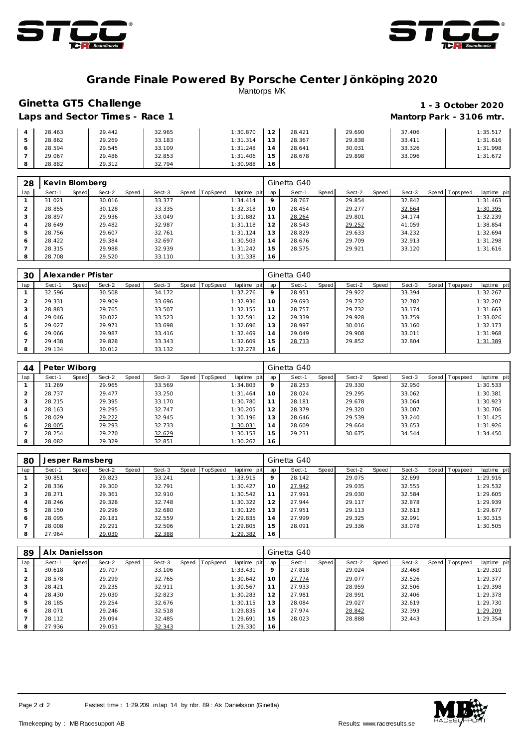# Grande Finale Powered By Porsche Center Jönköping 2020

Mantorps MK

## Ginetta GT5 Challenge

**1 - 3 October 2020**

### Laps and Sector Times - Race 1

**Mantorp Park - 3106 mtr.**

| lap | Sect-1 | Speed | Sect-2 | Speed | Sect-3 | Speed | TopSpeed | laptime pit | lap | Sect-1 | Speed | Sect-2 | Speed | Sect-3 | Speed | Topspeed | laptime pit |
|---|---|---|---|---|---|---|---|---|---|---|---|---|---|---|---|---|---|
| 4 | 28.463 | | 29.442 | | 32.965 | | | 1:30.870 | 12 | 28.421 | | 29.690 | | 37.406 | | | 1:35.517 |
| 5 | 28.862 | | 29.269 | | 33.183 | | | 1:31.314 | 13 | 28.367 | | 29.838 | | 33.411 | | | 1:31.616 |
| 6 | 28.594 | | 29.545 | | 33.109 | | | 1:31.248 | 14 | 28.641 | | 30.031 | | 33.326 | | | 1:31.998 |
| 7 | 29.067 | | 29.486 | | 32.853 | | | 1:31.406 | 15 | 28.678 | | 29.898 | | 33.096 | | | 1:31.672 |
| 8 | 28.882 | | 29.312 | | 32.794 | | | 1:30.988 | 16 | | | | | | | | |

**28 Kevin Blomberg** — Ginetta G40

| lap | Sect-1 | Speed | Sect-2 | Speed | Sect-3 | Speed | TopSpeed | laptime pit | lap | Sect-1 | Speed | Sect-2 | Speed | Sect-3 | Speed | Topspeed | laptime pit |
|---|---|---|---|---|---|---|---|---|---|---|---|---|---|---|---|---|---|
| 1 | 31.021 | | 30.016 | | 33.377 | | | 1:34.414 | 9 | 28.767 | | 29.854 | | 32.842 | | | 1:31.463 |
| 2 | 28.855 | | 30.128 | | 33.335 | | | 1:32.318 | 10 | 28.454 | | 29.277 | | 32.664 | | | 1:30.395 |
| 3 | 28.897 | | 29.936 | | 33.049 | | | 1:31.882 | 11 | 28.264 | | 29.801 | | 34.174 | | | 1:32.239 |
| 4 | 28.649 | | 29.482 | | 32.987 | | | 1:31.118 | 12 | 28.543 | | 29.252 | | 41.059 | | | 1:38.854 |
| 5 | 28.756 | | 29.607 | | 32.761 | | | 1:31.124 | 13 | 28.829 | | 29.633 | | 34.232 | | | 1:32.694 |
| 6 | 28.422 | | 29.384 | | 32.697 | | | 1:30.503 | 14 | 28.676 | | 29.709 | | 32.913 | | | 1:31.298 |
| 7 | 28.315 | | 29.988 | | 32.939 | | | 1:31.242 | 15 | 28.575 | | 29.921 | | 33.120 | | | 1:31.616 |
| 8 | 28.708 | | 29.520 | | 33.110 | | | 1:31.338 | 16 | | | | | | | | |

**30 Alexander Pfister** — Ginetta G40

| lap | Sect-1 | Speed | Sect-2 | Speed | Sect-3 | Speed | TopSpeed | laptime pit | lap | Sect-1 | Speed | Sect-2 | Speed | Sect-3 | Speed | Topspeed | laptime pit |
|---|---|---|---|---|---|---|---|---|---|---|---|---|---|---|---|---|---|
| 1 | 32.596 | | 30.508 | | 34.172 | | | 1:37.276 | 9 | 28.951 | | 29.922 | | 33.394 | | | 1:32.267 |
| 2 | 29.331 | | 29.909 | | 33.696 | | | 1:32.936 | 10 | 29.693 | | 29.732 | | 32.782 | | | 1:32.207 |
| 3 | 28.883 | | 29.765 | | 33.507 | | | 1:32.155 | 11 | 28.757 | | 29.732 | | 33.174 | | | 1:31.663 |
| 4 | 29.046 | | 30.022 | | 33.523 | | | 1:32.591 | 12 | 29.339 | | 29.928 | | 33.759 | | | 1:33.026 |
| 5 | 29.027 | | 29.971 | | 33.698 | | | 1:32.696 | 13 | 28.997 | | 30.016 | | 33.160 | | | 1:32.173 |
| 6 | 29.066 | | 29.987 | | 33.416 | | | 1:32.469 | 14 | 29.049 | | 29.908 | | 33.011 | | | 1:31.968 |
| 7 | 29.438 | | 29.828 | | 33.343 | | | 1:32.609 | 15 | 28.733 | | 29.852 | | 32.804 | | | 1:31.389 |
| 8 | 29.134 | | 30.012 | | 33.132 | | | 1:32.278 | 16 | | | | | | | | |

**44 Peter Wiborg** — Ginetta G40

| lap | Sect-1 | Speed | Sect-2 | Speed | Sect-3 | Speed | TopSpeed | laptime pit | lap | Sect-1 | Speed | Sect-2 | Speed | Sect-3 | Speed | Topspeed | laptime pit |
|---|---|---|---|---|---|---|---|---|---|---|---|---|---|---|---|---|---|
| 1 | 31.269 | | 29.965 | | 33.569 | | | 1:34.803 | 9 | 28.253 | | 29.330 | | 32.950 | | | 1:30.533 |
| 2 | 28.737 | | 29.477 | | 33.250 | | | 1:31.464 | 10 | 28.024 | | 29.295 | | 33.062 | | | 1:30.381 |
| 3 | 28.215 | | 29.395 | | 33.170 | | | 1:30.780 | 11 | 28.181 | | 29.678 | | 33.064 | | | 1:30.923 |
| 4 | 28.163 | | 29.295 | | 32.747 | | | 1:30.205 | 12 | 28.379 | | 29.320 | | 33.007 | | | 1:30.706 |
| 5 | 28.029 | | 29.222 | | 32.945 | | | 1:30.196 | 13 | 28.646 | | 29.539 | | 33.240 | | | 1:31.425 |
| 6 | 28.005 | | 29.293 | | 32.733 | | | 1:30.031 | 14 | 28.609 | | 29.664 | | 33.653 | | | 1:31.926 |
| 7 | 28.254 | | 29.270 | | 32.629 | | | 1:30.153 | 15 | 29.231 | | 30.675 | | 34.544 | | | 1:34.450 |
| 8 | 28.082 | | 29.329 | | 32.851 | | | 1:30.262 | 16 | | | | | | | | |

**80 Jesper Ramsberg** — Ginetta G40

| lap | Sect-1 | Speed | Sect-2 | Speed | Sect-3 | Speed | TopSpeed | laptime pit | lap | Sect-1 | Speed | Sect-2 | Speed | Sect-3 | Speed | Topspeed | laptime pit |
|---|---|---|---|---|---|---|---|---|---|---|---|---|---|---|---|---|---|
| 1 | 30.851 | | 29.823 | | 33.241 | | | 1:33.915 | 9 | 28.142 | | 29.075 | | 32.699 | | | 1:29.916 |
| 2 | 28.336 | | 29.300 | | 32.791 | | | 1:30.427 | 10 | 27.942 | | 29.035 | | 32.555 | | | 1:29.532 |
| 3 | 28.271 | | 29.361 | | 32.910 | | | 1:30.542 | 11 | 27.991 | | 29.030 | | 32.584 | | | 1:29.605 |
| 4 | 28.246 | | 29.328 | | 32.748 | | | 1:30.322 | 12 | 27.944 | | 29.117 | | 32.878 | | | 1:29.939 |
| 5 | 28.150 | | 29.296 | | 32.680 | | | 1:30.126 | 13 | 27.951 | | 29.113 | | 32.613 | | | 1:29.677 |
| 6 | 28.095 | | 29.181 | | 32.559 | | | 1:29.835 | 14 | 27.999 | | 29.325 | | 32.991 | | | 1:30.315 |
| 7 | 28.008 | | 29.291 | | 32.506 | | | 1:29.805 | 15 | 28.091 | | 29.336 | | 33.078 | | | 1:30.505 |
| 8 | 27.964 | | 29.030 | | 32.388 | | | 1:29.382 | 16 | | | | | | | | |

**89 Alx Danielsson** — Ginetta G40

| lap | Sect-1 | Speed | Sect-2 | Speed | Sect-3 | Speed | TopSpeed | laptime pit | lap | Sect-1 | Speed | Sect-2 | Speed | Sect-3 | Speed | Topspeed | laptime pit |
|---|---|---|---|---|---|---|---|---|---|---|---|---|---|---|---|---|---|
| 1 | 30.618 | | 29.707 | | 33.106 | | | 1:33.431 | 9 | 27.818 | | 29.024 | | 32.468 | | | 1:29.310 |
| 2 | 28.578 | | 29.299 | | 32.765 | | | 1:30.642 | 10 | 27.774 | | 29.077 | | 32.526 | | | 1:29.377 |
| 3 | 28.421 | | 29.235 | | 32.911 | | | 1:30.567 | 11 | 27.933 | | 28.959 | | 32.506 | | | 1:29.398 |
| 4 | 28.430 | | 29.030 | | 32.823 | | | 1:30.283 | 12 | 27.981 | | 28.991 | | 32.406 | | | 1:29.378 |
| 5 | 28.185 | | 29.254 | | 32.676 | | | 1:30.115 | 13 | 28.084 | | 29.027 | | 32.619 | | | 1:29.730 |
| 6 | 28.071 | | 29.246 | | 32.518 | | | 1:29.835 | 14 | 27.974 | | 28.842 | | 32.393 | | | 1:29.209 |
| 7 | 28.112 | | 29.094 | | 32.485 | | | 1:29.691 | 15 | 28.023 | | 28.888 | | 32.443 | | | 1:29.354 |
| 8 | 27.936 | | 29.051 | | 32.343 | | | 1:29.330 | 16 | | | | | | | | |

Fastest time : 1:29.209 in lap 14 by nbr. 89 : Alx Danielsson (Ginetta)

Timekeeping by : MB Racesupport AB

Results: www.raceresults.se